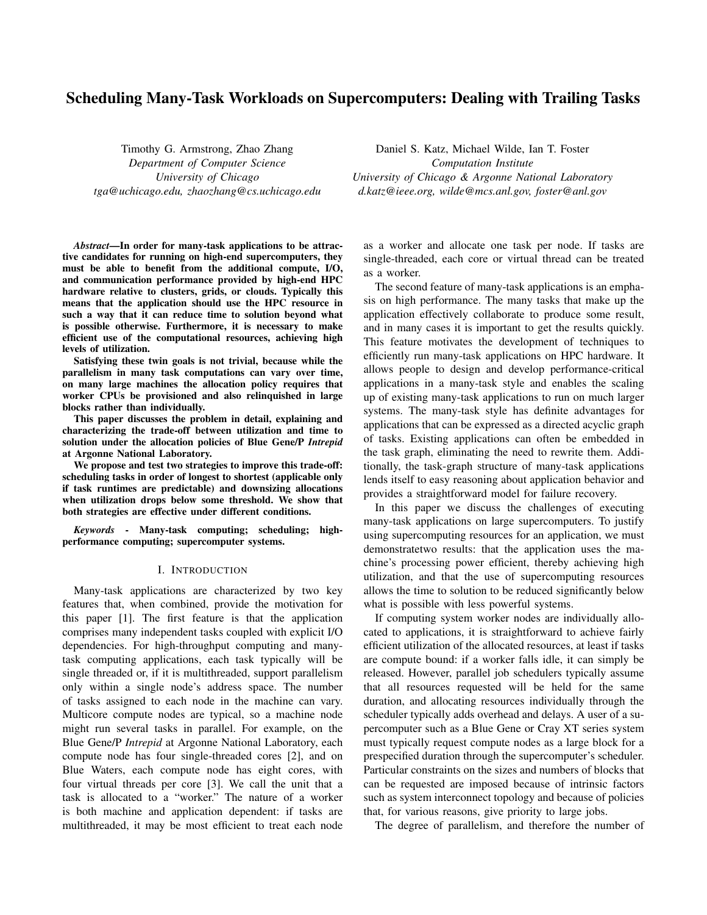# Scheduling Many-Task Workloads on Supercomputers: Dealing with Trailing Tasks

Timothy G. Armstrong, Zhao Zhang
*Department of Computer Science*
*University of Chicago*
*tga@uchicago.edu, zhaozhang@cs.uchicago.edu*

Daniel S. Katz, Michael Wilde, Ian T. Foster
*Computation Institute*
*University of Chicago & Argonne National Laboratory*
*d.katz@ieee.org, wilde@mcs.anl.gov, foster@anl.gov*

***Abstract*—In order for many-task applications to be attractive candidates for running on high-end supercomputers, they must be able to benefit from the additional compute, I/O, and communication performance provided by high-end HPC hardware relative to clusters, grids, or clouds. Typically this means that the application should use the HPC resource in such a way that it can reduce time to solution beyond what is possible otherwise. Furthermore, it is necessary to make efficient use of the computational resources, achieving high levels of utilization.**

**Satisfying these twin goals is not trivial, because while the parallelism in many task computations can vary over time, on many large machines the allocation policy requires that worker CPUs be provisioned and also relinquished in large blocks rather than individually.**

**This paper discusses the problem in detail, explaining and characterizing the trade-off between utilization and time to solution under the allocation policies of Blue Gene/P *Intrepid* at Argonne National Laboratory.**

**We propose and test two strategies to improve this trade-off: scheduling tasks in order of longest to shortest (applicable only if task runtimes are predictable) and downsizing allocations when utilization drops below some threshold. We show that both strategies are effective under different conditions.**

***Keywords* - Many-task computing; scheduling; high-performance computing; supercomputer systems.**

## I. Introduction

Many-task applications are characterized by two key features that, when combined, provide the motivation for this paper [1]. The first feature is that the application comprises many independent tasks coupled with explicit I/O dependencies. For high-throughput computing and many-task computing applications, each task typically will be single threaded or, if it is multithreaded, support parallelism only within a single node's address space. The number of tasks assigned to each node in the machine can vary. Multicore compute nodes are typical, so a machine node might run several tasks in parallel. For example, on the Blue Gene/P *Intrepid* at Argonne National Laboratory, each compute node has four single-threaded cores [2], and on Blue Waters, each compute node has eight cores, with four virtual threads per core [3]. We call the unit that a task is allocated to a "worker." The nature of a worker is both machine and application dependent: if tasks are multithreaded, it may be most efficient to treat each node as a worker and allocate one task per node. If tasks are single-threaded, each core or virtual thread can be treated as a worker.

The second feature of many-task applications is an emphasis on high performance. The many tasks that make up the application effectively collaborate to produce some result, and in many cases it is important to get the results quickly. This feature motivates the development of techniques to efficiently run many-task applications on HPC hardware. It allows people to design and develop performance-critical applications in a many-task style and enables the scaling up of existing many-task applications to run on much larger systems. The many-task style has definite advantages for applications that can be expressed as a directed acyclic graph of tasks. Existing applications can often be embedded in the task graph, eliminating the need to rewrite them. Additionally, the task-graph structure of many-task applications lends itself to easy reasoning about application behavior and provides a straightforward model for failure recovery.

In this paper we discuss the challenges of executing many-task applications on large supercomputers. To justify using supercomputing resources for an application, we must demonstratetwo results: that the application uses the machine's processing power efficient, thereby achieving high utilization, and that the use of supercomputing resources allows the time to solution to be reduced significantly below what is possible with less powerful systems.

If computing system worker nodes are individually allocated to applications, it is straightforward to achieve fairly efficient utilization of the allocated resources, at least if tasks are compute bound: if a worker falls idle, it can simply be released. However, parallel job schedulers typically assume that all resources requested will be held for the same duration, and allocating resources individually through the scheduler typically adds overhead and delays. A user of a supercomputer such as a Blue Gene or Cray XT series system must typically request compute nodes as a large block for a prespecified duration through the supercomputer's scheduler. Particular constraints on the sizes and numbers of blocks that can be requested are imposed because of intrinsic factors such as system interconnect topology and because of policies that, for various reasons, give priority to large jobs.

The degree of parallelism, and therefore the number of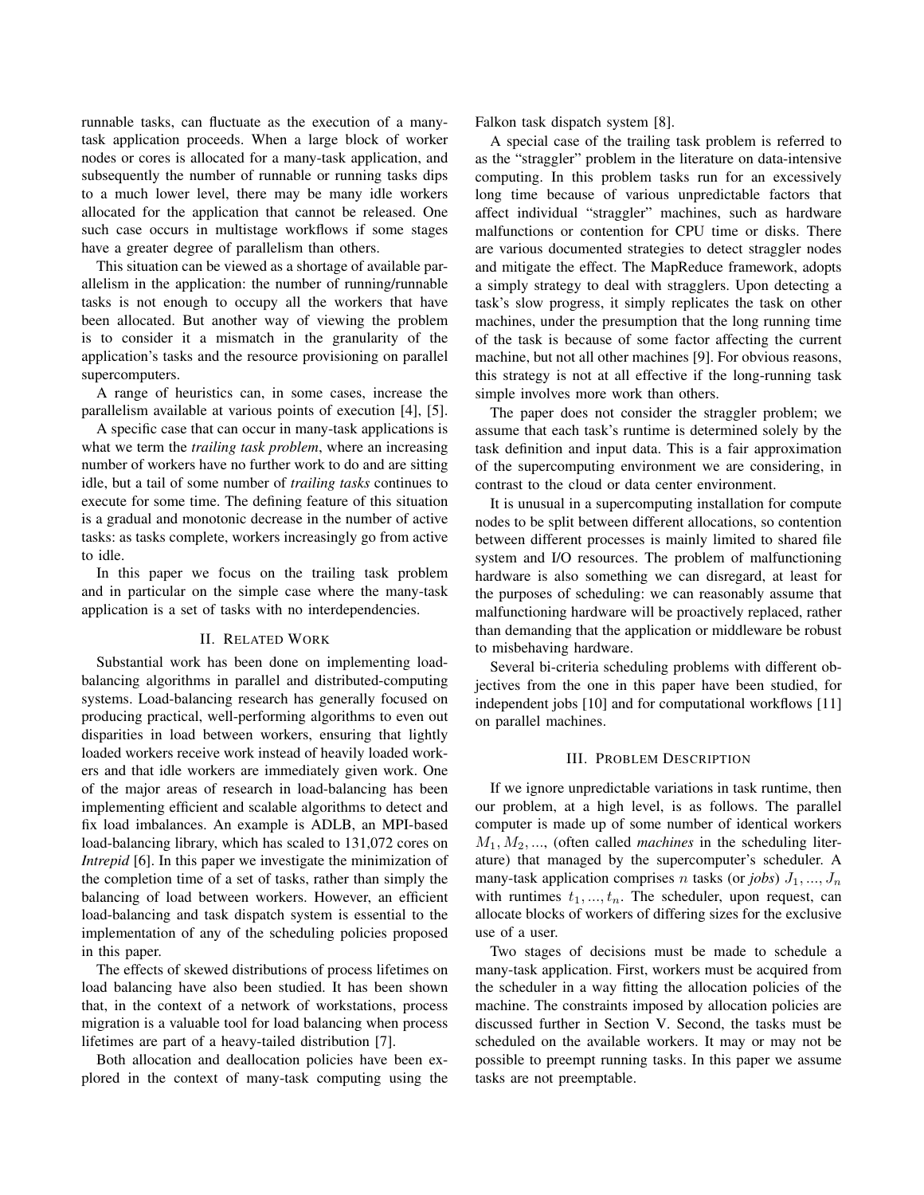runnable tasks, can fluctuate as the execution of a many-task application proceeds. When a large block of worker nodes or cores is allocated for a many-task application, and subsequently the number of runnable or running tasks dips to a much lower level, there may be many idle workers allocated for the application that cannot be released. One such case occurs in multistage workflows if some stages have a greater degree of parallelism than others.

This situation can be viewed as a shortage of available parallelism in the application: the number of running/runnable tasks is not enough to occupy all the workers that have been allocated. But another way of viewing the problem is to consider it a mismatch in the granularity of the application's tasks and the resource provisioning on parallel supercomputers.

A range of heuristics can, in some cases, increase the parallelism available at various points of execution [4], [5].

A specific case that can occur in many-task applications is what we term the *trailing task problem*, where an increasing number of workers have no further work to do and are sitting idle, but a tail of some number of *trailing tasks* continues to execute for some time. The defining feature of this situation is a gradual and monotonic decrease in the number of active tasks: as tasks complete, workers increasingly go from active to idle.

In this paper we focus on the trailing task problem and in particular on the simple case where the many-task application is a set of tasks with no interdependencies.

## II. Related Work

Substantial work has been done on implementing load-balancing algorithms in parallel and distributed-computing systems. Load-balancing research has generally focused on producing practical, well-performing algorithms to even out disparities in load between workers, ensuring that lightly loaded workers receive work instead of heavily loaded workers and that idle workers are immediately given work. One of the major areas of research in load-balancing has been implementing efficient and scalable algorithms to detect and fix load imbalances. An example is ADLB, an MPI-based load-balancing library, which has scaled to 131,072 cores on *Intrepid* [6]. In this paper we investigate the minimization of the completion time of a set of tasks, rather than simply the balancing of load between workers. However, an efficient load-balancing and task dispatch system is essential to the implementation of any of the scheduling policies proposed in this paper.

The effects of skewed distributions of process lifetimes on load balancing have also been studied. It has been shown that, in the context of a network of workstations, process migration is a valuable tool for load balancing when process lifetimes are part of a heavy-tailed distribution [7].

Both allocation and deallocation policies have been explored in the context of many-task computing using the Falkon task dispatch system [8].

A special case of the trailing task problem is referred to as the "straggler" problem in the literature on data-intensive computing. In this problem tasks run for an excessively long time because of various unpredictable factors that affect individual "straggler" machines, such as hardware malfunctions or contention for CPU time or disks. There are various documented strategies to detect straggler nodes and mitigate the effect. The MapReduce framework, adopts a simply strategy to deal with stragglers. Upon detecting a task's slow progress, it simply replicates the task on other machines, under the presumption that the long running time of the task is because of some factor affecting the current machine, but not all other machines [9]. For obvious reasons, this strategy is not at all effective if the long-running task simple involves more work than others.

The paper does not consider the straggler problem; we assume that each task's runtime is determined solely by the task definition and input data. This is a fair approximation of the supercomputing environment we are considering, in contrast to the cloud or data center environment.

It is unusual in a supercomputing installation for compute nodes to be split between different allocations, so contention between different processes is mainly limited to shared file system and I/O resources. The problem of malfunctioning hardware is also something we can disregard, at least for the purposes of scheduling: we can reasonably assume that malfunctioning hardware will be proactively replaced, rather than demanding that the application or middleware be robust to misbehaving hardware.

Several bi-criteria scheduling problems with different objectives from the one in this paper have been studied, for independent jobs [10] and for computational workflows [11] on parallel machines.

## III. Problem Description

If we ignore unpredictable variations in task runtime, then our problem, at a high level, is as follows. The parallel computer is made up of some number of identical workers $M_1, M_2, ...$, (often called *machines* in the scheduling literature) that managed by the supercomputer's scheduler. A many-task application comprises $n$ tasks (or *jobs*) $J_1, ..., J_n$ with runtimes $t_1, ..., t_n$. The scheduler, upon request, can allocate blocks of workers of differing sizes for the exclusive use of a user.

Two stages of decisions must be made to schedule a many-task application. First, workers must be acquired from the scheduler in a way fitting the allocation policies of the machine. The constraints imposed by allocation policies are discussed further in Section V. Second, the tasks must be scheduled on the available workers. It may or may not be possible to preempt running tasks. In this paper we assume tasks are not preemptable.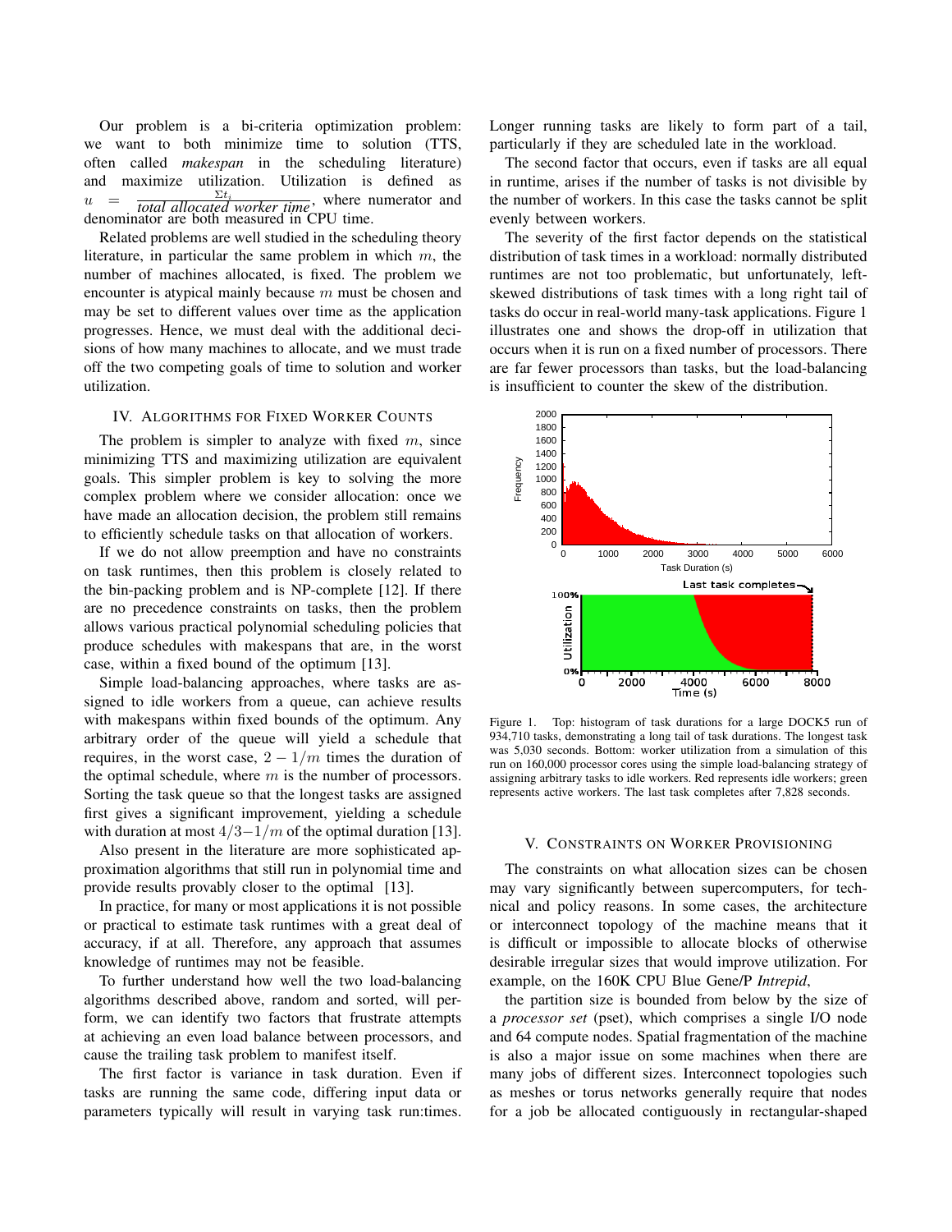Our problem is a bi-criteria optimization problem: we want to both minimize time to solution (TTS, often called *makespan* in the scheduling literature) and maximize utilization. Utilization is defined as $u = \frac{\Sigma t_i}{\textit{total allocated worker time}}$, where numerator and denominator are both measured in CPU time.

Related problems are well studied in the scheduling theory literature, in particular the same problem in which $m$, the number of machines allocated, is fixed. The problem we encounter is atypical mainly because $m$ must be chosen and may be set to different values over time as the application progresses. Hence, we must deal with the additional decisions of how many machines to allocate, and we must trade off the two competing goals of time to solution and worker utilization.

## IV. Algorithms for Fixed Worker Counts

The problem is simpler to analyze with fixed $m$, since minimizing TTS and maximizing utilization are equivalent goals. This simpler problem is key to solving the more complex problem where we consider allocation: once we have made an allocation decision, the problem still remains to efficiently schedule tasks on that allocation of workers.

If we do not allow preemption and have no constraints on task runtimes, then this problem is closely related to the bin-packing problem and is NP-complete [12]. If there are no precedence constraints on tasks, then the problem allows various practical polynomial scheduling policies that produce schedules with makespans that are, in the worst case, within a fixed bound of the optimum [13].

Simple load-balancing approaches, where tasks are assigned to idle workers from a queue, can achieve results with makespans within fixed bounds of the optimum. Any arbitrary order of the queue will yield a schedule that requires, in the worst case, $2 - 1/m$ times the duration of the optimal schedule, where $m$ is the number of processors. Sorting the task queue so that the longest tasks are assigned first gives a significant improvement, yielding a schedule with duration at most $4/3 - 1/m$ of the optimal duration [13].

Also present in the literature are more sophisticated approximation algorithms that still run in polynomial time and provide results provably closer to the optimal [13].

In practice, for many or most applications it is not possible or practical to estimate task runtimes with a great deal of accuracy, if at all. Therefore, any approach that assumes knowledge of runtimes may not be feasible.

To further understand how well the two load-balancing algorithms described above, random and sorted, will perform, we can identify two factors that frustrate attempts at achieving an even load balance between processors, and cause the trailing task problem to manifest itself.

The first factor is variance in task duration. Even if tasks are running the same code, differing input data or parameters typically will result in varying task run:times. Longer running tasks are likely to form part of a tail, particularly if they are scheduled late in the workload.

The second factor that occurs, even if tasks are all equal in runtime, arises if the number of tasks is not divisible by the number of workers. In this case the tasks cannot be split evenly between workers.

The severity of the first factor depends on the statistical distribution of task times in a workload: normally distributed runtimes are not too problematic, but unfortunately, left-skewed distributions of task times with a long right tail of tasks do occur in real-world many-task applications. Figure 1 illustrates one and shows the drop-off in utilization that occurs when it is run on a fixed number of processors. There are far fewer processors than tasks, but the load-balancing is insufficient to counter the skew of the distribution.

Figure 1. Top: histogram of task durations for a large DOCK5 run of 934,710 tasks, demonstrating a long tail of task durations. The longest task was 5,030 seconds. Bottom: worker utilization from a simulation of this run on 160,000 processor cores using the simple load-balancing strategy of assigning arbitrary tasks to idle workers. Red represents idle workers; green represents active workers. The last task completes after 7,828 seconds.

## V. Constraints on Worker Provisioning

The constraints on what allocation sizes can be chosen may vary significantly between supercomputers, for technical and policy reasons. In some cases, the architecture or interconnect topology of the machine means that it is difficult or impossible to allocate blocks of otherwise desirable irregular sizes that would improve utilization. For example, on the 160K CPU Blue Gene/P *Intrepid*,

the partition size is bounded from below by the size of a *processor set* (pset), which comprises a single I/O node and 64 compute nodes. Spatial fragmentation of the machine is also a major issue on some machines when there are many jobs of different sizes. Interconnect topologies such as meshes or torus networks generally require that nodes for a job be allocated contiguously in rectangular-shaped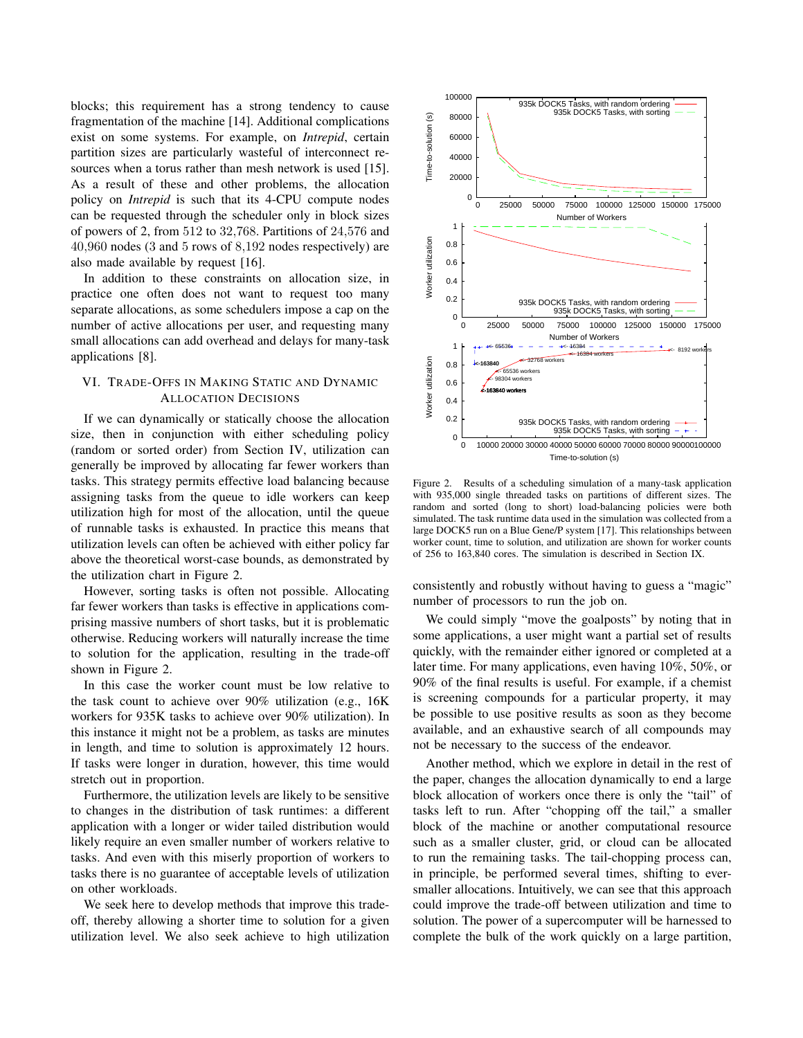blocks; this requirement has a strong tendency to cause fragmentation of the machine [14]. Additional complications exist on some systems. For example, on *Intrepid*, certain partition sizes are particularly wasteful of interconnect resources when a torus rather than mesh network is used [15]. As a result of these and other problems, the allocation policy on *Intrepid* is such that its 4-CPU compute nodes can be requested through the scheduler only in block sizes of powers of 2, from $512$ to $32{,}768$. Partitions of $24{,}576$ and $40{,}960$ nodes (3 and 5 rows of $8{,}192$ nodes respectively) are also made available by request [16].

In addition to these constraints on allocation size, in practice one often does not want to request too many separate allocations, as some schedulers impose a cap on the number of active allocations per user, and requesting many small allocations can add overhead and delays for many-task applications [8].

## VI. Trade-offs in Making Static and Dynamic Allocation Decisions

If we can dynamically or statically choose the allocation size, then in conjunction with either scheduling policy (random or sorted order) from Section IV, utilization can generally be improved by allocating far fewer workers than tasks. This strategy permits effective load balancing because assigning tasks from the queue to idle workers can keep utilization high for most of the allocation, until the queue of runnable tasks is exhausted. In practice this means that utilization levels can often be achieved with either policy far above the theoretical worst-case bounds, as demonstrated by the utilization chart in Figure 2.

However, sorting tasks is often not possible. Allocating far fewer workers than tasks is effective in applications comprising massive numbers of short tasks, but it is problematic otherwise. Reducing workers will naturally increase the time to solution for the application, resulting in the trade-off shown in Figure 2.

In this case the worker count must be low relative to the task count to achieve over 90% utilization (e.g., 16K workers for 935K tasks to achieve over 90% utilization). In this instance it might not be a problem, as tasks are minutes in length, and time to solution is approximately 12 hours. If tasks were longer in duration, however, this time would stretch out in proportion.

Furthermore, the utilization levels are likely to be sensitive to changes in the distribution of task runtimes: a different application with a longer or wider tailed distribution would likely require an even smaller number of workers relative to tasks. And even with this miserly proportion of workers to tasks there is no guarantee of acceptable levels of utilization on other workloads.

We seek here to develop methods that improve this trade-off, thereby allowing a shorter time to solution for a given utilization level. We also seek achieve to high utilization consistently and robustly without having to guess a "magic" number of processors to run the job on.

Figure 2. Results of a scheduling simulation of a many-task application with 935,000 single threaded tasks on partitions of different sizes. The random and sorted (long to short) load-balancing policies were both simulated. The task runtime data used in the simulation was collected from a large DOCK5 run on a Blue Gene/P system [17]. This relationships between worker count, time to solution, and utilization are shown for worker counts of 256 to 163,840 cores. The simulation is described in Section IX.

We could simply "move the goalposts" by noting that in some applications, a user might want a partial set of results quickly, with the remainder either ignored or completed at a later time. For many applications, even having 10%, 50%, or 90% of the final results is useful. For example, if a chemist is screening compounds for a particular property, it may be possible to use positive results as soon as they become available, and an exhaustive search of all compounds may not be necessary to the success of the endeavor.

Another method, which we explore in detail in the rest of the paper, changes the allocation dynamically to end a large block allocation of workers once there is only the "tail" of tasks left to run. After "chopping off the tail," a smaller block of the machine or another computational resource such as a smaller cluster, grid, or cloud can be allocated to run the remaining tasks. The tail-chopping process can, in principle, be performed several times, shifting to ever-smaller allocations. Intuitively, we can see that this approach could improve the trade-off between utilization and time to solution. The power of a supercomputer will be harnessed to complete the bulk of the work quickly on a large partition,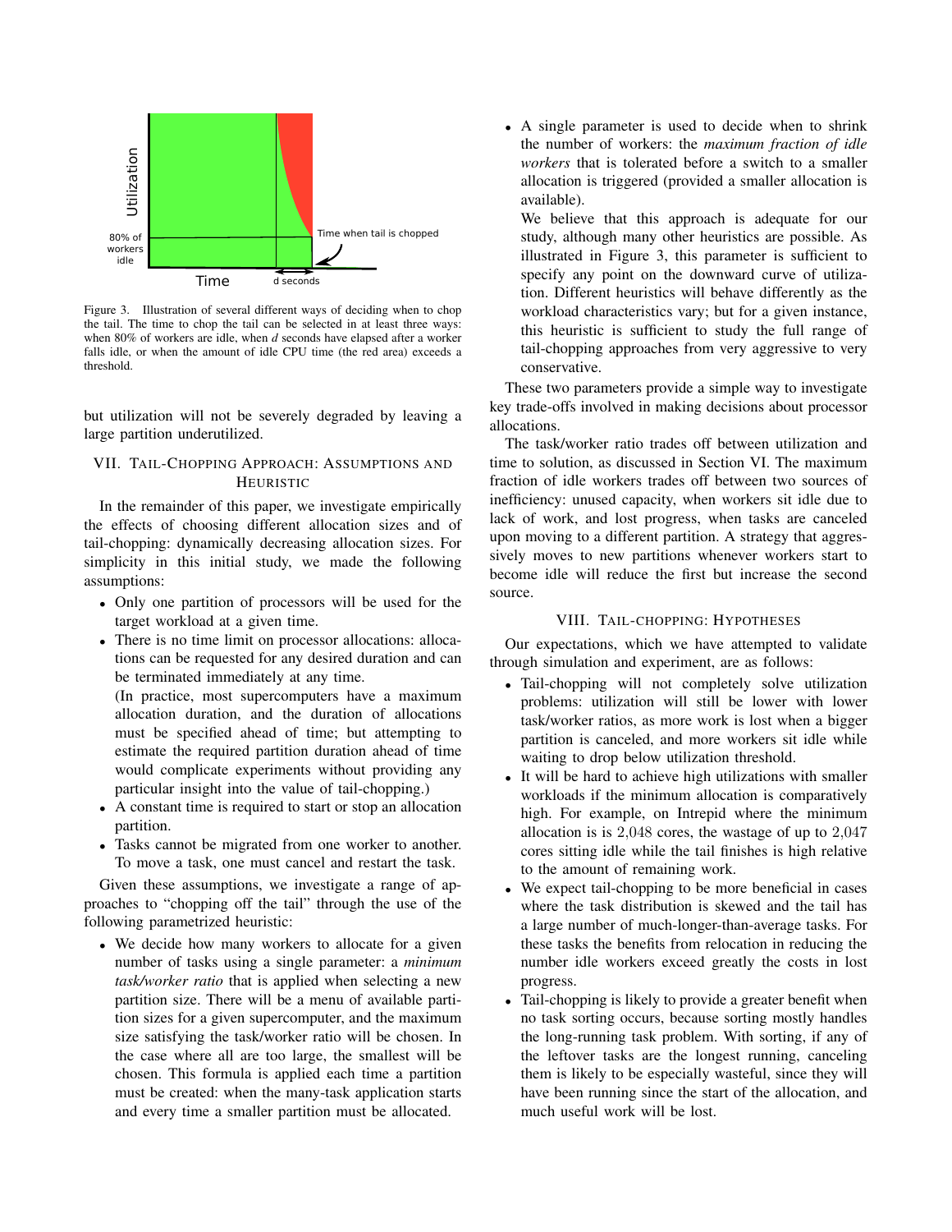Utilization

80% of workers idle

Time

d seconds

Time when tail is chopped

Figure 3. Illustration of several different ways of deciding when to chop the tail. The time to chop the tail can be selected in at least three ways: when 80% of workers are idle, when *d* seconds have elapsed after a worker falls idle, or when the amount of idle CPU time (the red area) exceeds a threshold.

but utilization will not be severely degraded by leaving a large partition underutilized.

## VII. Tail-Chopping Approach: Assumptions and Heuristic

In the remainder of this paper, we investigate empirically the effects of choosing different allocation sizes and of tail-chopping: dynamically decreasing allocation sizes. For simplicity in this initial study, we made the following assumptions:

- Only one partition of processors will be used for the target workload at a given time.
- There is no time limit on processor allocations: allocations can be requested for any desired duration and can be terminated immediately at any time.

  (In practice, most supercomputers have a maximum allocation duration, and the duration of allocations must be specified ahead of time; but attempting to estimate the required partition duration ahead of time would complicate experiments without providing any particular insight into the value of tail-chopping.)
- A constant time is required to start or stop an allocation partition.
- Tasks cannot be migrated from one worker to another. To move a task, one must cancel and restart the task.

Given these assumptions, we investigate a range of approaches to "chopping off the tail" through the use of the following parametrized heuristic:

- We decide how many workers to allocate for a given number of tasks using a single parameter: a *minimum task/worker ratio* that is applied when selecting a new partition size. There will be a menu of available partition sizes for a given supercomputer, and the maximum size satisfying the task/worker ratio will be chosen. In the case where all are too large, the smallest will be chosen. This formula is applied each time a partition must be created: when the many-task application starts and every time a smaller partition must be allocated.
- A single parameter is used to decide when to shrink the number of workers: the *maximum fraction of idle workers* that is tolerated before a switch to a smaller allocation is triggered (provided a smaller allocation is available).

  We believe that this approach is adequate for our study, although many other heuristics are possible. As illustrated in Figure 3, this parameter is sufficient to specify any point on the downward curve of utilization. Different heuristics will behave differently as the workload characteristics vary; but for a given instance, this heuristic is sufficient to study the full range of tail-chopping approaches from very aggressive to very conservative.

These two parameters provide a simple way to investigate key trade-offs involved in making decisions about processor allocations.

The task/worker ratio trades off between utilization and time to solution, as discussed in Section VI. The maximum fraction of idle workers trades off between two sources of inefficiency: unused capacity, when workers sit idle due to lack of work, and lost progress, when tasks are canceled upon moving to a different partition. A strategy that aggressively moves to new partitions whenever workers start to become idle will reduce the first but increase the second source.

## VIII. Tail-chopping: Hypotheses

Our expectations, which we have attempted to validate through simulation and experiment, are as follows:

- Tail-chopping will not completely solve utilization problems: utilization will still be lower with lower task/worker ratios, as more work is lost when a bigger partition is canceled, and more workers sit idle while waiting to drop below utilization threshold.
- It will be hard to achieve high utilizations with smaller workloads if the minimum allocation is comparatively high. For example, on Intrepid where the minimum allocation is is 2,048 cores, the wastage of up to 2,047 cores sitting idle while the tail finishes is high relative to the amount of remaining work.
- We expect tail-chopping to be more beneficial in cases where the task distribution is skewed and the tail has a large number of much-longer-than-average tasks. For these tasks the benefits from relocation in reducing the number idle workers exceed greatly the costs in lost progress.
- Tail-chopping is likely to provide a greater benefit when no task sorting occurs, because sorting mostly handles the long-running task problem. With sorting, if any of the leftover tasks are the longest running, canceling them is likely to be especially wasteful, since they will have been running since the start of the allocation, and much useful work will be lost.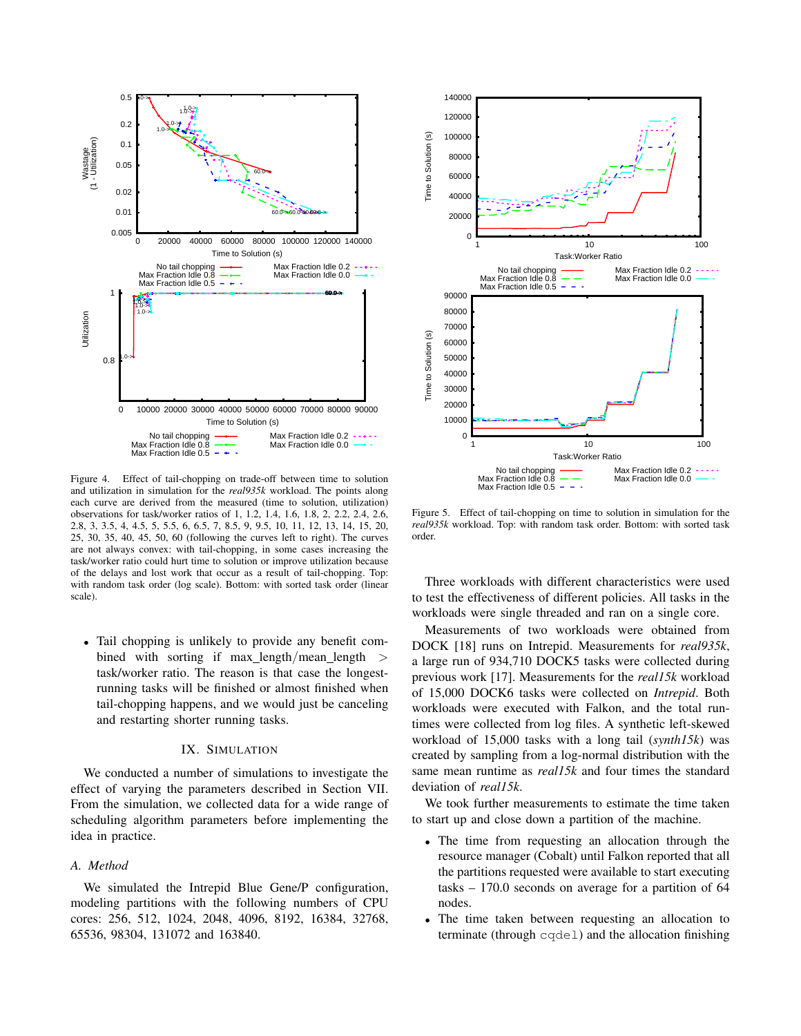Figure 4. Effect of tail-chopping on trade-off between time to solution and utilization in simulation for the *real935k* workload. The points along each curve are derived from the measured (time to solution, utilization) observations for task/worker ratios of 1, 1.2, 1.4, 1.6, 1.8, 2, 2.2, 2.4, 2.6, 2.8, 3, 3.5, 4, 4.5, 5, 5.5, 6, 6.5, 7, 8.5, 9, 9.5, 10, 11, 12, 13, 14, 15, 20, 25, 30, 35, 40, 45, 50, 60 (following the curves left to right). The curves are not always convex: with tail-chopping, in some cases increasing the task/worker ratio could hurt time to solution or improve utilization because of the delays and lost work that occur as a result of tail-chopping. Top: with random task order (log scale). Bottom: with sorted task order (linear scale).

- Tail chopping is unlikely to provide any benefit combined with sorting if max_length/mean_length > task/worker ratio. The reason is that case the longest-running tasks will be finished or almost finished when tail-chopping happens, and we would just be canceling and restarting shorter running tasks.

## IX. Simulation

We conducted a number of simulations to investigate the effect of varying the parameters described in Section VII. From the simulation, we collected data for a wide range of scheduling algorithm parameters before implementing the idea in practice.

### A. Method

We simulated the Intrepid Blue Gene/P configuration, modeling partitions with the following numbers of CPU cores: 256, 512, 1024, 2048, 4096, 8192, 16384, 32768, 65536, 98304, 131072 and 163840.

Figure 5. Effect of tail-chopping on time to solution in simulation for the *real935k* workload. Top: with random task order. Bottom: with sorted task order.

Three workloads with different characteristics were used to test the effectiveness of different policies. All tasks in the workloads were single threaded and ran on a single core.

Measurements of two workloads were obtained from DOCK [18] runs on Intrepid. Measurements for *real935k*, a large run of 934,710 DOCK5 tasks were collected during previous work [17]. Measurements for the *real15k* workload of 15,000 DOCK6 tasks were collected on *Intrepid*. Both workloads were executed with Falkon, and the total runtimes were collected from log files. A synthetic left-skewed workload of 15,000 tasks with a long tail (*synth15k*) was created by sampling from a log-normal distribution with the same mean runtime as *real15k* and four times the standard deviation of *real15k*.

We took further measurements to estimate the time taken to start up and close down a partition of the machine.

- The time from requesting an allocation through the resource manager (Cobalt) until Falkon reported that all the partitions requested were available to start executing tasks – 170.0 seconds on average for a partition of 64 nodes.
- The time taken between requesting an allocation to terminate (through `cqdel`) and the allocation finishing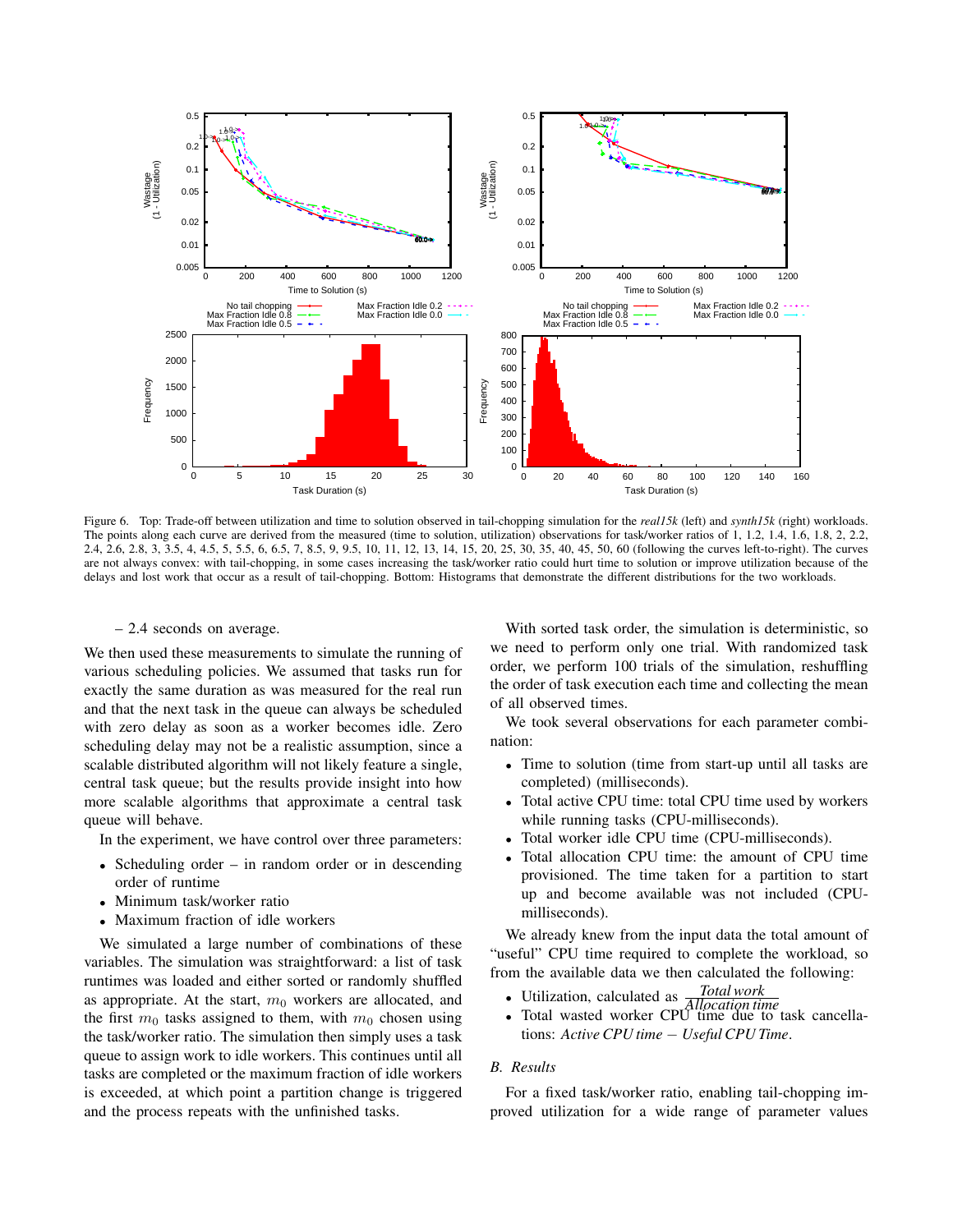0.5
0.2
0.1
0.05
0.02
0.01
0.005
Wastage
(1 - Utilization)
0 200 400 600 800 1000 1200
Time to Solution (s)
No tail chopping
Max Fraction Idle 0.8
Max Fraction Idle 0.5
Max Fraction Idle 0.2
Max Fraction Idle 0.0

0.5
0.2
0.1
0.05
0.02
0.01
0.005
Wastage
(1 - Utilization)
0 200 400 600 800 1000 1200
Time to Solution (s)
No tail chopping
Max Fraction Idle 0.8
Max Fraction Idle 0.5
Max Fraction Idle 0.2
Max Fraction Idle 0.0

2500
2000
1500
1000
500
0
Frequency
0 5 10 15 20 25 30
Task Duration (s)

800
700
600
500
400
300
200
100
0
Frequency
0 20 40 60 80 100 120 140 160
Task Duration (s)

Figure 6. Top: Trade-off between utilization and time to solution observed in tail-chopping simulation for the *real15k* (left) and *synth15k* (right) workloads. The points along each curve are derived from the measured (time to solution, utilization) observations for task/worker ratios of 1, 1.2, 1.4, 1.6, 1.8, 2, 2.2, 2.4, 2.6, 2.8, 3, 3.5, 4, 4.5, 5, 5.5, 6, 6.5, 7, 8.5, 9, 9.5, 10, 11, 12, 13, 14, 15, 20, 25, 30, 35, 40, 45, 50, 60 (following the curves left-to-right). The curves are not always convex: with tail-chopping, in some cases increasing the task/worker ratio could hurt time to solution or improve utilization because of the delays and lost work that occur as a result of tail-chopping. Bottom: Histograms that demonstrate the different distributions for the two workloads.

– 2.4 seconds on average.

We then used these measurements to simulate the running of various scheduling policies. We assumed that tasks run for exactly the same duration as was measured for the real run and that the next task in the queue can always be scheduled with zero delay as soon as a worker becomes idle. Zero scheduling delay may not be a realistic assumption, since a scalable distributed algorithm will not likely feature a single, central task queue; but the results provide insight into how more scalable algorithms that approximate a central task queue will behave.

In the experiment, we have control over three parameters:

- Scheduling order – in random order or in descending order of runtime
- Minimum task/worker ratio
- Maximum fraction of idle workers

We simulated a large number of combinations of these variables. The simulation was straightforward: a list of task runtimes was loaded and either sorted or randomly shuffled as appropriate. At the start, $m_0$ workers are allocated, and the first $m_0$ tasks assigned to them, with $m_0$ chosen using the task/worker ratio. The simulation then simply uses a task queue to assign work to idle workers. This continues until all tasks are completed or the maximum fraction of idle workers is exceeded, at which point a partition change is triggered and the process repeats with the unfinished tasks.

With sorted task order, the simulation is deterministic, so we need to perform only one trial. With randomized task order, we perform 100 trials of the simulation, reshuffling the order of task execution each time and collecting the mean of all observed times.

We took several observations for each parameter combination:

- Time to solution (time from start-up until all tasks are completed) (milliseconds).
- Total active CPU time: total CPU time used by workers while running tasks (CPU-milliseconds).
- Total worker idle CPU time (CPU-milliseconds).
- Total allocation CPU time: the amount of CPU time provisioned. The time taken for a partition to start up and become available was not included (CPU-milliseconds).

We already knew from the input data the total amount of "useful" CPU time required to complete the workload, so from the available data we then calculated the following:

- Utilization, calculated as $\frac{\textit{Total work}}{\textit{Allocation time}}$
- Total wasted worker CPU time due to task cancellations: *Active CPU time* − *Useful CPU Time*.

### B. Results

For a fixed task/worker ratio, enabling tail-chopping improved utilization for a wide range of parameter values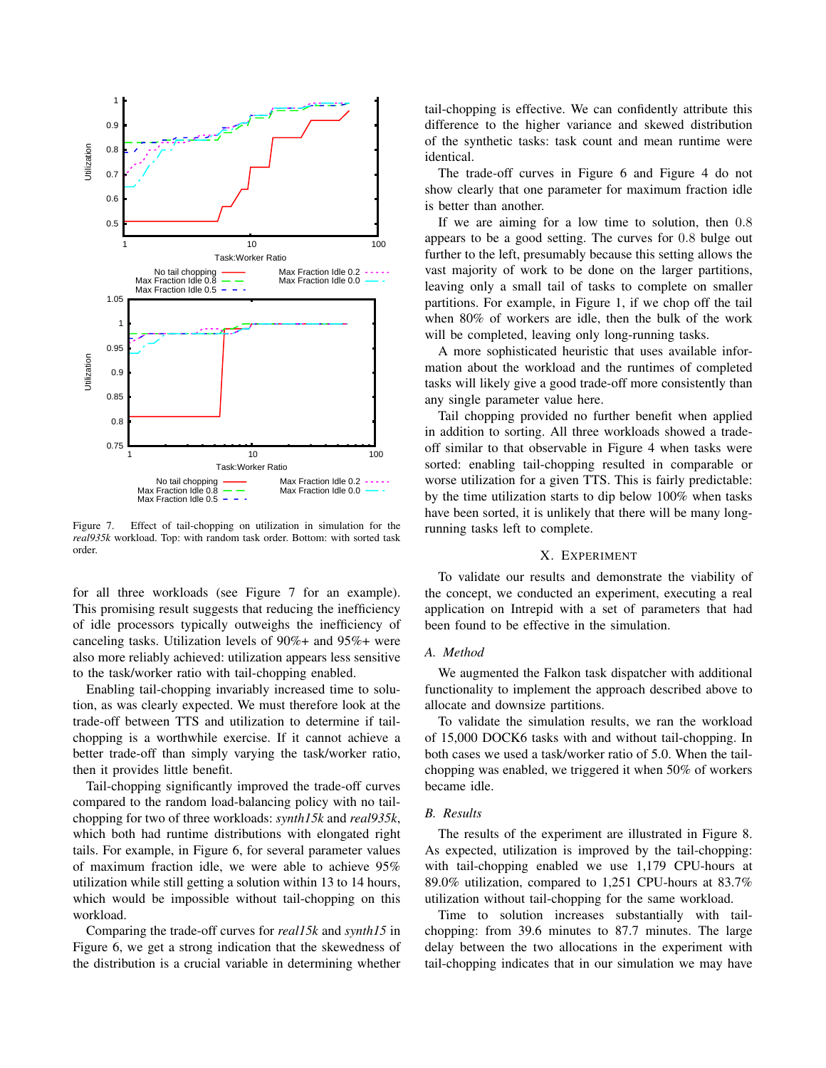Figure 7. Effect of tail-chopping on utilization in simulation for the *real935k* workload. Top: with random task order. Bottom: with sorted task order.

for all three workloads (see Figure 7 for an example). This promising result suggests that reducing the inefficiency of idle processors typically outweighs the inefficiency of canceling tasks. Utilization levels of 90%+ and 95%+ were also more reliably achieved: utilization appears less sensitive to the task/worker ratio with tail-chopping enabled.

Enabling tail-chopping invariably increased time to solution, as was clearly expected. We must therefore look at the trade-off between TTS and utilization to determine if tail-chopping is a worthwhile exercise. If it cannot achieve a better trade-off than simply varying the task/worker ratio, then it provides little benefit.

Tail-chopping significantly improved the trade-off curves compared to the random load-balancing policy with no tail-chopping for two of three workloads: *synth15k* and *real935k*, which both had runtime distributions with elongated right tails. For example, in Figure 6, for several parameter values of maximum fraction idle, we were able to achieve 95% utilization while still getting a solution within 13 to 14 hours, which would be impossible without tail-chopping on this workload.

Comparing the trade-off curves for *real15k* and *synth15* in Figure 6, we get a strong indication that the skewedness of the distribution is a crucial variable in determining whether tail-chopping is effective. We can confidently attribute this difference to the higher variance and skewed distribution of the synthetic tasks: task count and mean runtime were identical.

The trade-off curves in Figure 6 and Figure 4 do not show clearly that one parameter for maximum fraction idle is better than another.

If we are aiming for a low time to solution, then 0.8 appears to be a good setting. The curves for 0.8 bulge out further to the left, presumably because this setting allows the vast majority of work to be done on the larger partitions, leaving only a small tail of tasks to complete on smaller partitions. For example, in Figure 1, if we chop off the tail when 80% of workers are idle, then the bulk of the work will be completed, leaving only long-running tasks.

A more sophisticated heuristic that uses available information about the workload and the runtimes of completed tasks will likely give a good trade-off more consistently than any single parameter value here.

Tail chopping provided no further benefit when applied in addition to sorting. All three workloads showed a trade-off similar to that observable in Figure 4 when tasks were sorted: enabling tail-chopping resulted in comparable or worse utilization for a given TTS. This is fairly predictable: by the time utilization starts to dip below 100% when tasks have been sorted, it is unlikely that there will be many long-running tasks left to complete.

## X. Experiment

To validate our results and demonstrate the viability of the concept, we conducted an experiment, executing a real application on Intrepid with a set of parameters that had been found to be effective in the simulation.

### A. Method

We augmented the Falkon task dispatcher with additional functionality to implement the approach described above to allocate and downsize partitions.

To validate the simulation results, we ran the workload of 15,000 DOCK6 tasks with and without tail-chopping. In both cases we used a task/worker ratio of 5.0. When the tail-chopping was enabled, we triggered it when 50% of workers became idle.

### B. Results

The results of the experiment are illustrated in Figure 8. As expected, utilization is improved by the tail-chopping: with tail-chopping enabled we use 1,179 CPU-hours at 89.0% utilization, compared to 1,251 CPU-hours at 83.7% utilization without tail-chopping for the same workload.

Time to solution increases substantially with tail-chopping: from 39.6 minutes to 87.7 minutes. The large delay between the two allocations in the experiment with tail-chopping indicates that in our simulation we may have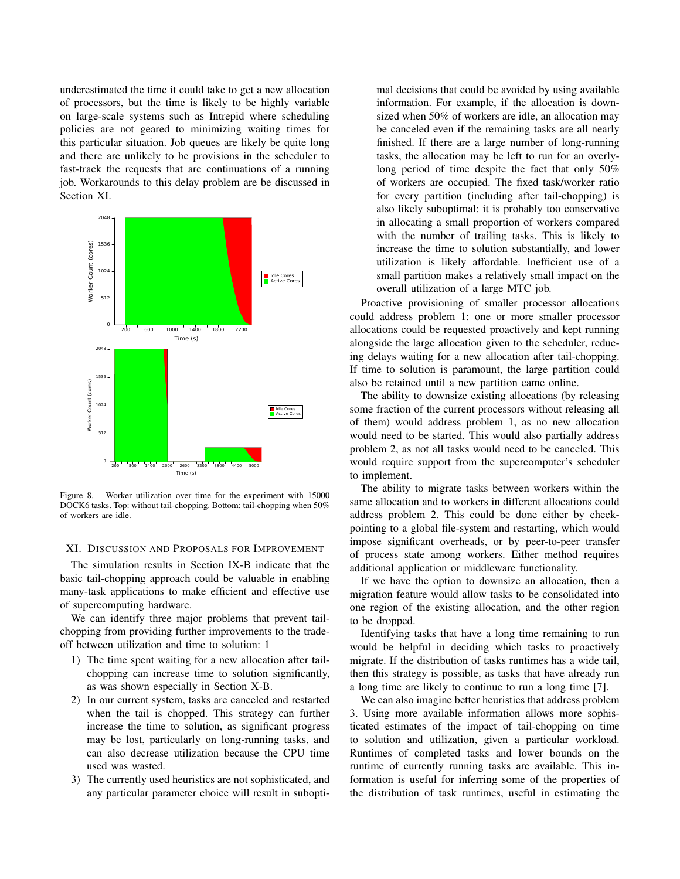underestimated the time it could take to get a new allocation of processors, but the time is likely to be highly variable on large-scale systems such as Intrepid where scheduling policies are not geared to minimizing waiting times for this particular situation. Job queues are likely be quite long and there are unlikely to be provisions in the scheduler to fast-track the requests that are continuations of a running job. Workarounds to this delay problem are be discussed in Section XI.

Figure 8. Worker utilization over time for the experiment with 15000 DOCK6 tasks. Top: without tail-chopping. Bottom: tail-chopping when 50% of workers are idle.

## XI. Discussion and Proposals for Improvement

The simulation results in Section IX-B indicate that the basic tail-chopping approach could be valuable in enabling many-task applications to make efficient and effective use of supercomputing hardware.

We can identify three major problems that prevent tail-chopping from providing further improvements to the trade-off between utilization and time to solution: 1

1) The time spent waiting for a new allocation after tail-chopping can increase time to solution significantly, as was shown especially in Section X-B.
2) In our current system, tasks are canceled and restarted when the tail is chopped. This strategy can further increase the time to solution, as significant progress may be lost, particularly on long-running tasks, and can also decrease utilization because the CPU time used was wasted.
3) The currently used heuristics are not sophisticated, and any particular parameter choice will result in suboptimal decisions that could be avoided by using available information. For example, if the allocation is downsized when 50% of workers are idle, an allocation may be canceled even if the remaining tasks are all nearly finished. If there are a large number of long-running tasks, the allocation may be left to run for an overly-long period of time despite the fact that only 50% of workers are occupied. The fixed task/worker ratio for every partition (including after tail-chopping) is also likely suboptimal: it is probably too conservative in allocating a small proportion of workers compared with the number of trailing tasks. This is likely to increase the time to solution substantially, and lower utilization is likely affordable. Inefficient use of a small partition makes a relatively small impact on the overall utilization of a large MTC job.

Proactive provisioning of smaller processor allocations could address problem 1: one or more smaller processor allocations could be requested proactively and kept running alongside the large allocation given to the scheduler, reducing delays waiting for a new allocation after tail-chopping. If time to solution is paramount, the large partition could also be retained until a new partition came online.

The ability to downsize existing allocations (by releasing some fraction of the current processors without releasing all of them) would address problem 1, as no new allocation would need to be started. This would also partially address problem 2, as not all tasks would need to be canceled. This would require support from the supercomputer's scheduler to implement.

The ability to migrate tasks between workers within the same allocation and to workers in different allocations could address problem 2. This could be done either by checkpointing to a global file-system and restarting, which would impose significant overheads, or by peer-to-peer transfer of process state among workers. Either method requires additional application or middleware functionality.

If we have the option to downsize an allocation, then a migration feature would allow tasks to be consolidated into one region of the existing allocation, and the other region to be dropped.

Identifying tasks that have a long time remaining to run would be helpful in deciding which tasks to proactively migrate. If the distribution of tasks runtimes has a wide tail, then this strategy is possible, as tasks that have already run a long time are likely to continue to run a long time [7].

We can also imagine better heuristics that address problem 3. Using more available information allows more sophisticated estimates of the impact of tail-chopping on time to solution and utilization, given a particular workload. Runtimes of completed tasks and lower bounds on the runtime of currently running tasks are available. This information is useful for inferring some of the properties of the distribution of task runtimes, useful in estimating the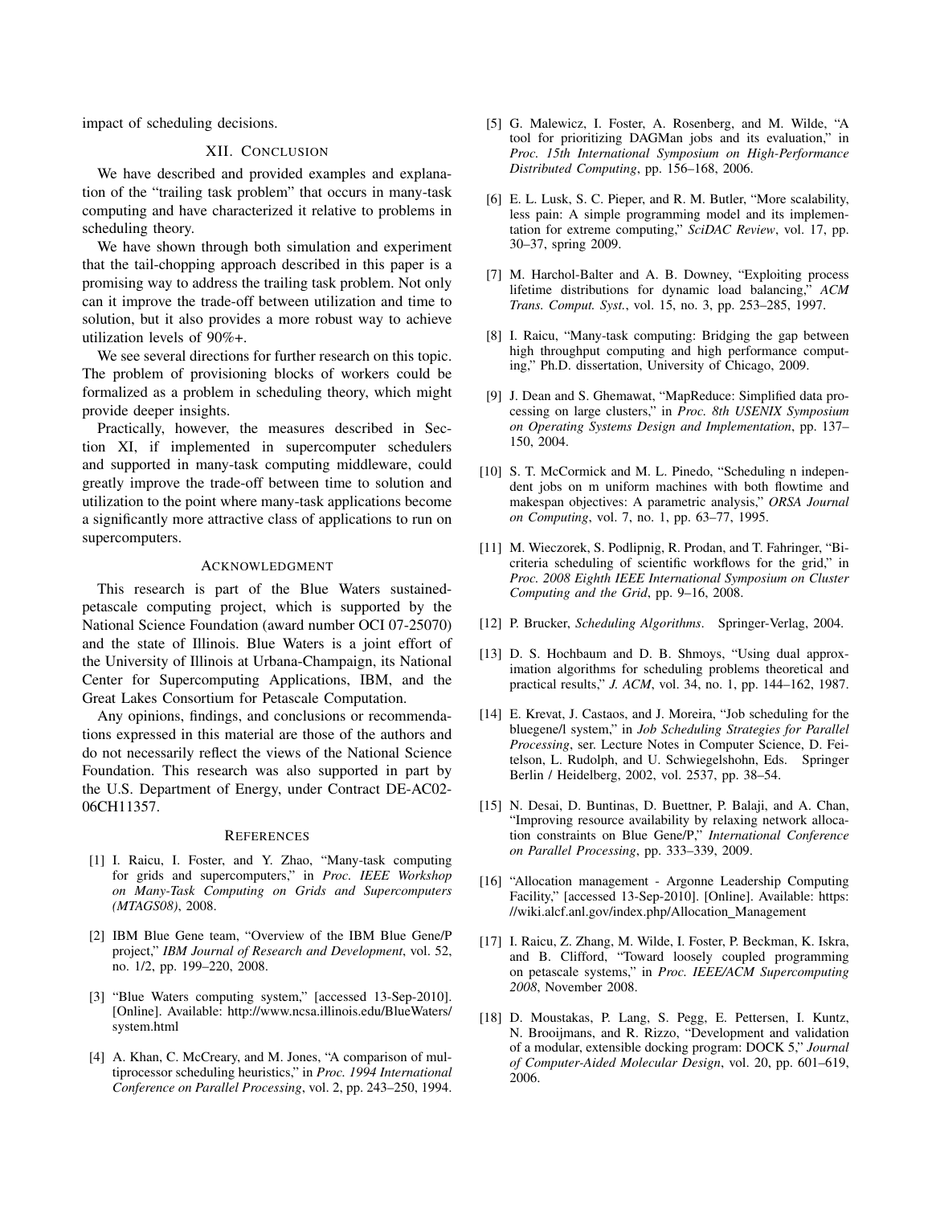impact of scheduling decisions.

## XII. Conclusion

We have described and provided examples and explanation of the "trailing task problem" that occurs in many-task computing and have characterized it relative to problems in scheduling theory.

We have shown through both simulation and experiment that the tail-chopping approach described in this paper is a promising way to address the trailing task problem. Not only can it improve the trade-off between utilization and time to solution, but it also provides a more robust way to achieve utilization levels of 90%+.

We see several directions for further research on this topic. The problem of provisioning blocks of workers could be formalized as a problem in scheduling theory, which might provide deeper insights.

Practically, however, the measures described in Section XI, if implemented in supercomputer schedulers and supported in many-task computing middleware, could greatly improve the trade-off between time to solution and utilization to the point where many-task applications become a significantly more attractive class of applications to run on supercomputers.

## Acknowledgment

This research is part of the Blue Waters sustained-petascale computing project, which is supported by the National Science Foundation (award number OCI 07-25070) and the state of Illinois. Blue Waters is a joint effort of the University of Illinois at Urbana-Champaign, its National Center for Supercomputing Applications, IBM, and the Great Lakes Consortium for Petascale Computation.

Any opinions, findings, and conclusions or recommendations expressed in this material are those of the authors and do not necessarily reflect the views of the National Science Foundation. This research was also supported in part by the U.S. Department of Energy, under Contract DE-AC02-06CH11357.

## References

[1] I. Raicu, I. Foster, and Y. Zhao, "Many-task computing for grids and supercomputers," in *Proc. IEEE Workshop on Many-Task Computing on Grids and Supercomputers (MTAGS08)*, 2008.

[2] IBM Blue Gene team, "Overview of the IBM Blue Gene/P project," *IBM Journal of Research and Development*, vol. 52, no. 1/2, pp. 199–220, 2008.

[3] "Blue Waters computing system," [accessed 13-Sep-2010]. [Online]. Available: http://www.ncsa.illinois.edu/BlueWaters/system.html

[4] A. Khan, C. McCreary, and M. Jones, "A comparison of multiprocessor scheduling heuristics," in *Proc. 1994 International Conference on Parallel Processing*, vol. 2, pp. 243–250, 1994.

[5] G. Malewicz, I. Foster, A. Rosenberg, and M. Wilde, "A tool for prioritizing DAGMan jobs and its evaluation," in *Proc. 15th International Symposium on High-Performance Distributed Computing*, pp. 156–168, 2006.

[6] E. L. Lusk, S. C. Pieper, and R. M. Butler, "More scalability, less pain: A simple programming model and its implementation for extreme computing," *SciDAC Review*, vol. 17, pp. 30–37, spring 2009.

[7] M. Harchol-Balter and A. B. Downey, "Exploiting process lifetime distributions for dynamic load balancing," *ACM Trans. Comput. Syst.*, vol. 15, no. 3, pp. 253–285, 1997.

[8] I. Raicu, "Many-task computing: Bridging the gap between high throughput computing and high performance computing," Ph.D. dissertation, University of Chicago, 2009.

[9] J. Dean and S. Ghemawat, "MapReduce: Simplified data processing on large clusters," in *Proc. 8th USENIX Symposium on Operating Systems Design and Implementation*, pp. 137–150, 2004.

[10] S. T. McCormick and M. L. Pinedo, "Scheduling n independent jobs on m uniform machines with both flowtime and makespan objectives: A parametric analysis," *ORSA Journal on Computing*, vol. 7, no. 1, pp. 63–77, 1995.

[11] M. Wieczorek, S. Podlipnig, R. Prodan, and T. Fahringer, "Bi-criteria scheduling of scientific workflows for the grid," in *Proc. 2008 Eighth IEEE International Symposium on Cluster Computing and the Grid*, pp. 9–16, 2008.

[12] P. Brucker, *Scheduling Algorithms*. Springer-Verlag, 2004.

[13] D. S. Hochbaum and D. B. Shmoys, "Using dual approximation algorithms for scheduling problems theoretical and practical results," *J. ACM*, vol. 34, no. 1, pp. 144–162, 1987.

[14] E. Krevat, J. Castaos, and J. Moreira, "Job scheduling for the bluegene/l system," in *Job Scheduling Strategies for Parallel Processing*, ser. Lecture Notes in Computer Science, D. Feitelson, L. Rudolph, and U. Schwiegelshohn, Eds. Springer Berlin / Heidelberg, 2002, vol. 2537, pp. 38–54.

[15] N. Desai, D. Buntinas, D. Buettner, P. Balaji, and A. Chan, "Improving resource availability by relaxing network allocation constraints on Blue Gene/P," *International Conference on Parallel Processing*, pp. 333–339, 2009.

[16] "Allocation management - Argonne Leadership Computing Facility," [accessed 13-Sep-2010]. [Online]. Available: https://wiki.alcf.anl.gov/index.php/Allocation_Management

[17] I. Raicu, Z. Zhang, M. Wilde, I. Foster, P. Beckman, K. Iskra, and B. Clifford, "Toward loosely coupled programming on petascale systems," in *Proc. IEEE/ACM Supercomputing 2008*, November 2008.

[18] D. Moustakas, P. Lang, S. Pegg, E. Pettersen, I. Kuntz, N. Brooijmans, and R. Rizzo, "Development and validation of a modular, extensible docking program: DOCK 5," *Journal of Computer-Aided Molecular Design*, vol. 20, pp. 601–619, 2006.